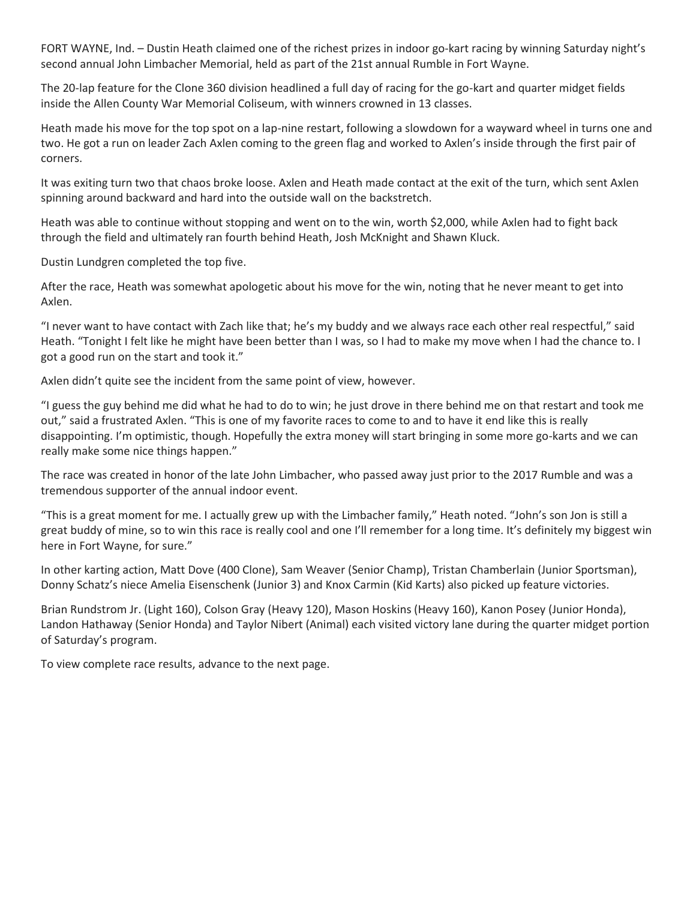FORT WAYNE, Ind. – Dustin Heath claimed one of the richest prizes in indoor go-kart racing by winning Saturday night's second annual John Limbacher Memorial, held as part of the 21st annual Rumble in Fort Wayne.

The 20-lap feature for the Clone 360 division headlined a full day of racing for the go-kart and quarter midget fields inside the Allen County War Memorial Coliseum, with winners crowned in 13 classes.

Heath made his move for the top spot on a lap-nine restart, following a slowdown for a wayward wheel in turns one and two. He got a run on leader Zach Axlen coming to the green flag and worked to Axlen's inside through the first pair of corners.

It was exiting turn two that chaos broke loose. Axlen and Heath made contact at the exit of the turn, which sent Axlen spinning around backward and hard into the outside wall on the backstretch.

Heath was able to continue without stopping and went on to the win, worth $2,000, while Axlen had to fight back through the field and ultimately ran fourth behind Heath, Josh McKnight and Shawn Kluck.

Dustin Lundgren completed the top five.

After the race, Heath was somewhat apologetic about his move for the win, noting that he never meant to get into Axlen.

"I never want to have contact with Zach like that; he's my buddy and we always race each other real respectful," said Heath. "Tonight I felt like he might have been better than I was, so I had to make my move when I had the chance to. I got a good run on the start and took it."

Axlen didn't quite see the incident from the same point of view, however.

"I guess the guy behind me did what he had to do to win; he just drove in there behind me on that restart and took me out," said a frustrated Axlen. "This is one of my favorite races to come to and to have it end like this is really disappointing. I'm optimistic, though. Hopefully the extra money will start bringing in some more go-karts and we can really make some nice things happen."

The race was created in honor of the late John Limbacher, who passed away just prior to the 2017 Rumble and was a tremendous supporter of the annual indoor event.

"This is a great moment for me. I actually grew up with the Limbacher family," Heath noted. "John's son Jon is still a great buddy of mine, so to win this race is really cool and one I'll remember for a long time. It's definitely my biggest win here in Fort Wayne, for sure."

In other karting action, Matt Dove (400 Clone), Sam Weaver (Senior Champ), Tristan Chamberlain (Junior Sportsman), Donny Schatz's niece Amelia Eisenschenk (Junior 3) and Knox Carmin (Kid Karts) also picked up feature victories.

Brian Rundstrom Jr. (Light 160), Colson Gray (Heavy 120), Mason Hoskins (Heavy 160), Kanon Posey (Junior Honda), Landon Hathaway (Senior Honda) and Taylor Nibert (Animal) each visited victory lane during the quarter midget portion of Saturday's program.

To view complete race results, advance to the next page.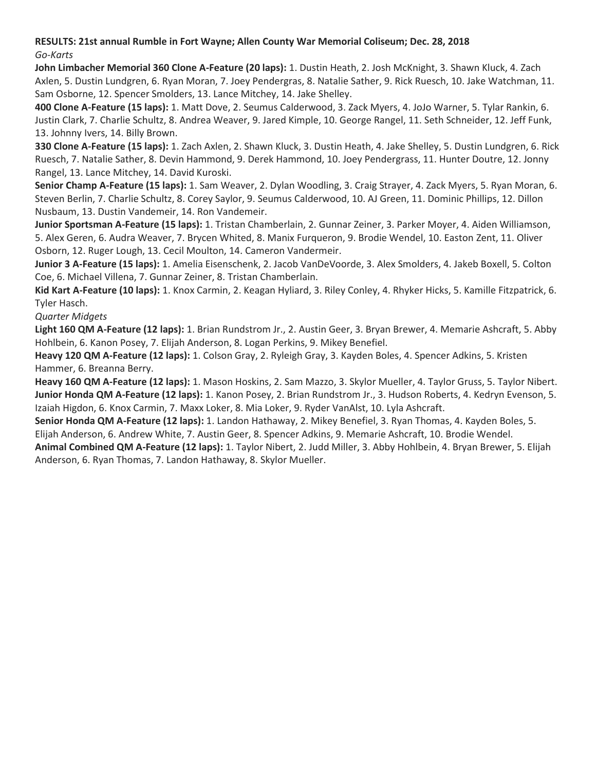**RESULTS: 21st annual Rumble in Fort Wayne; Allen County War Memorial Coliseum; Dec. 28, 2018**

*Go-Karts*

**John Limbacher Memorial 360 Clone A-Feature (20 laps):** 1. Dustin Heath, 2. Josh McKnight, 3. Shawn Kluck, 4. Zach Axlen, 5. Dustin Lundgren, 6. Ryan Moran, 7. Joey Pendergras, 8. Natalie Sather, 9. Rick Ruesch, 10. Jake Watchman, 11. Sam Osborne, 12. Spencer Smolders, 13. Lance Mitchey, 14. Jake Shelley.

**400 Clone A-Feature (15 laps):** 1. Matt Dove, 2. Seumus Calderwood, 3. Zack Myers, 4. JoJo Warner, 5. Tylar Rankin, 6. Justin Clark, 7. Charlie Schultz, 8. Andrea Weaver, 9. Jared Kimple, 10. George Rangel, 11. Seth Schneider, 12. Jeff Funk, 13. Johnny Ivers, 14. Billy Brown.

**330 Clone A-Feature (15 laps):** 1. Zach Axlen, 2. Shawn Kluck, 3. Dustin Heath, 4. Jake Shelley, 5. Dustin Lundgren, 6. Rick Ruesch, 7. Natalie Sather, 8. Devin Hammond, 9. Derek Hammond, 10. Joey Pendergrass, 11. Hunter Doutre, 12. Jonny Rangel, 13. Lance Mitchey, 14. David Kuroski.

**Senior Champ A-Feature (15 laps):** 1. Sam Weaver, 2. Dylan Woodling, 3. Craig Strayer, 4. Zack Myers, 5. Ryan Moran, 6. Steven Berlin, 7. Charlie Schultz, 8. Corey Saylor, 9. Seumus Calderwood, 10. AJ Green, 11. Dominic Phillips, 12. Dillon Nusbaum, 13. Dustin Vandemeir, 14. Ron Vandemeir.

**Junior Sportsman A-Feature (15 laps):** 1. Tristan Chamberlain, 2. Gunnar Zeiner, 3. Parker Moyer, 4. Aiden Williamson, 5. Alex Geren, 6. Audra Weaver, 7. Brycen Whited, 8. Manix Furqueron, 9. Brodie Wendel, 10. Easton Zent, 11. Oliver Osborn, 12. Ruger Lough, 13. Cecil Moulton, 14. Cameron Vandermeir.

**Junior 3 A-Feature (15 laps):** 1. Amelia Eisenschenk, 2. Jacob VanDeVoorde, 3. Alex Smolders, 4. Jakeb Boxell, 5. Colton Coe, 6. Michael Villena, 7. Gunnar Zeiner, 8. Tristan Chamberlain.

**Kid Kart A-Feature (10 laps):** 1. Knox Carmin, 2. Keagan Hyliard, 3. Riley Conley, 4. Rhyker Hicks, 5. Kamille Fitzpatrick, 6. Tyler Hasch.

*Quarter Midgets*

**Light 160 QM A-Feature (12 laps):** 1. Brian Rundstrom Jr., 2. Austin Geer, 3. Bryan Brewer, 4. Memarie Ashcraft, 5. Abby Hohlbein, 6. Kanon Posey, 7. Elijah Anderson, 8. Logan Perkins, 9. Mikey Benefiel.

**Heavy 120 QM A-Feature (12 laps):** 1. Colson Gray, 2. Ryleigh Gray, 3. Kayden Boles, 4. Spencer Adkins, 5. Kristen Hammer, 6. Breanna Berry.

**Heavy 160 QM A-Feature (12 laps):** 1. Mason Hoskins, 2. Sam Mazzo, 3. Skylor Mueller, 4. Taylor Gruss, 5. Taylor Nibert.

**Junior Honda QM A-Feature (12 laps):** 1. Kanon Posey, 2. Brian Rundstrom Jr., 3. Hudson Roberts, 4. Kedryn Evenson, 5. Izaiah Higdon, 6. Knox Carmin, 7. Maxx Loker, 8. Mia Loker, 9. Ryder VanAlst, 10. Lyla Ashcraft.

**Senior Honda QM A-Feature (12 laps):** 1. Landon Hathaway, 2. Mikey Benefiel, 3. Ryan Thomas, 4. Kayden Boles, 5. Elijah Anderson, 6. Andrew White, 7. Austin Geer, 8. Spencer Adkins, 9. Memarie Ashcraft, 10. Brodie Wendel.

**Animal Combined QM A-Feature (12 laps):** 1. Taylor Nibert, 2. Judd Miller, 3. Abby Hohlbein, 4. Bryan Brewer, 5. Elijah Anderson, 6. Ryan Thomas, 7. Landon Hathaway, 8. Skylor Mueller.